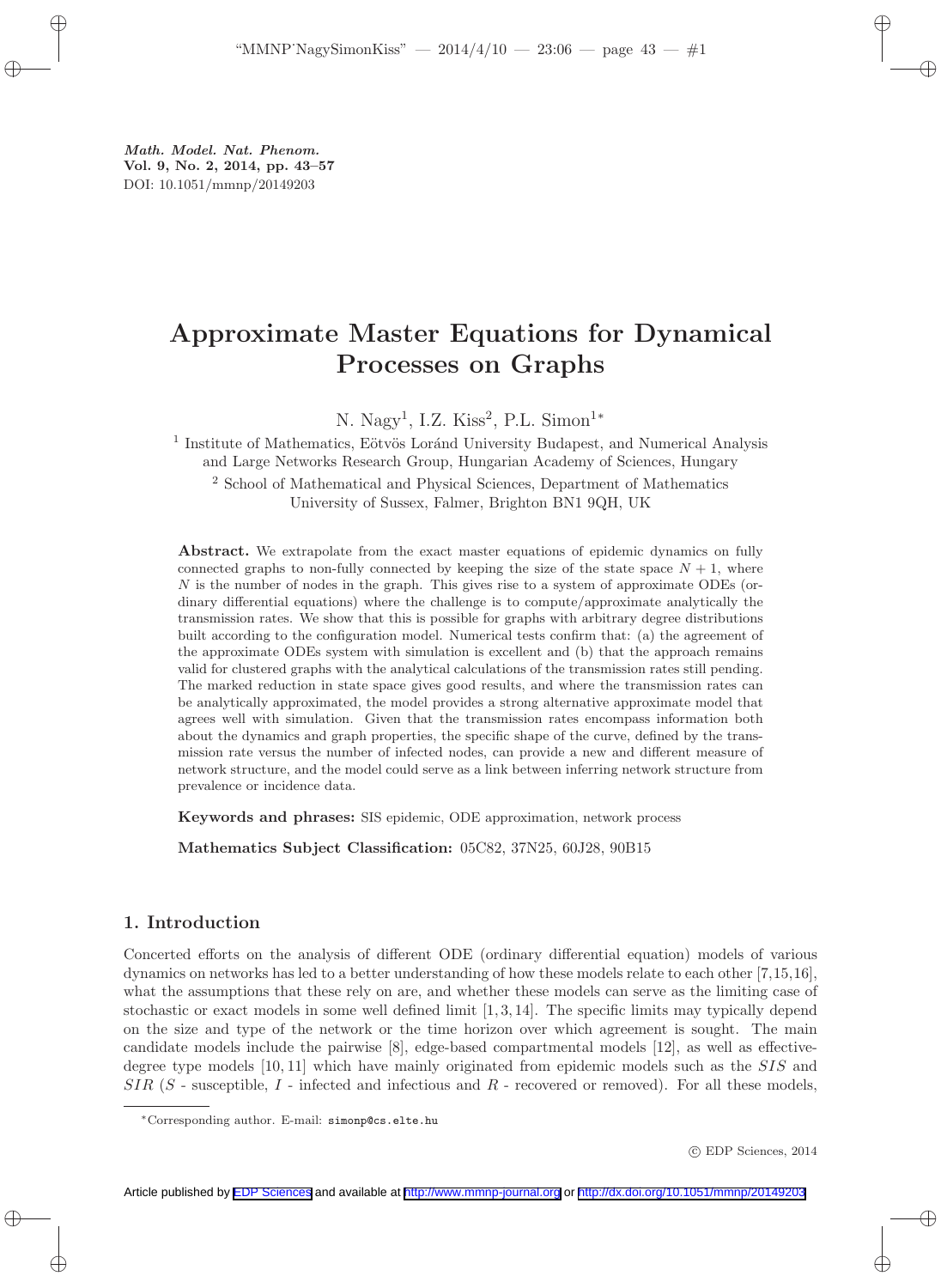*Math. Model. Nat. Phenom.*
**Vol. 9, No. 2, 2014, pp. 43–57**
DOI: 10.1051/mmnp/20149203

# Approximate Master Equations for Dynamical Processes on Graphs

N. Nagy[1], I.Z. Kiss[2], P.L. Simon[1]*

[1] Institute of Mathematics, Eötvös Loránd University Budapest, and Numerical Analysis and Large Networks Research Group, Hungarian Academy of Sciences, Hungary

[2] School of Mathematical and Physical Sciences, Department of Mathematics University of Sussex, Falmer, Brighton BN1 9QH, UK

**Abstract.** We extrapolate from the exact master equations of epidemic dynamics on fully connected graphs to non-fully connected by keeping the size of the state space $N + 1$, where $N$ is the number of nodes in the graph. This gives rise to a system of approximate ODEs (ordinary differential equations) where the challenge is to compute/approximate analytically the transmission rates. We show that this is possible for graphs with arbitrary degree distributions built according to the configuration model. Numerical tests confirm that: (a) the agreement of the approximate ODEs system with simulation is excellent and (b) that the approach remains valid for clustered graphs with the analytical calculations of the transmission rates still pending. The marked reduction in state space gives good results, and where the transmission rates can be analytically approximated, the model provides a strong alternative approximate model that agrees well with simulation. Given that the transmission rates encompass information both about the dynamics and graph properties, the specific shape of the curve, defined by the transmission rate versus the number of infected nodes, can provide a new and different measure of network structure, and the model could serve as a link between inferring network structure from prevalence or incidence data.

**Keywords and phrases:** SIS epidemic, ODE approximation, network process

**Mathematics Subject Classification:** 05C82, 37N25, 60J28, 90B15

## 1. Introduction

Concerted efforts on the analysis of different ODE (ordinary differential equation) models of various dynamics on networks has led to a better understanding of how these models relate to each other [7,15,16], what the assumptions that these rely on are, and whether these models can serve as the limiting case of stochastic or exact models in some well defined limit [1,3,14]. The specific limits may typically depend on the size and type of the network or the time horizon over which agreement is sought. The main candidate models include the pairwise [8], edge-based compartmental models [12], as well as effective-degree type models [10,11] which have mainly originated from epidemic models such as the $SIS$ and $SIR$ ($S$ - susceptible, $I$ - infected and infectious and $R$ - recovered or removed). For all these models,

*Corresponding author. E-mail: simonp@cs.elte.hu

© EDP Sciences, 2014

Article published by EDP Sciences and available at http://www.mmnp-journal.org or http://dx.doi.org/10.1051/mmnp/20149203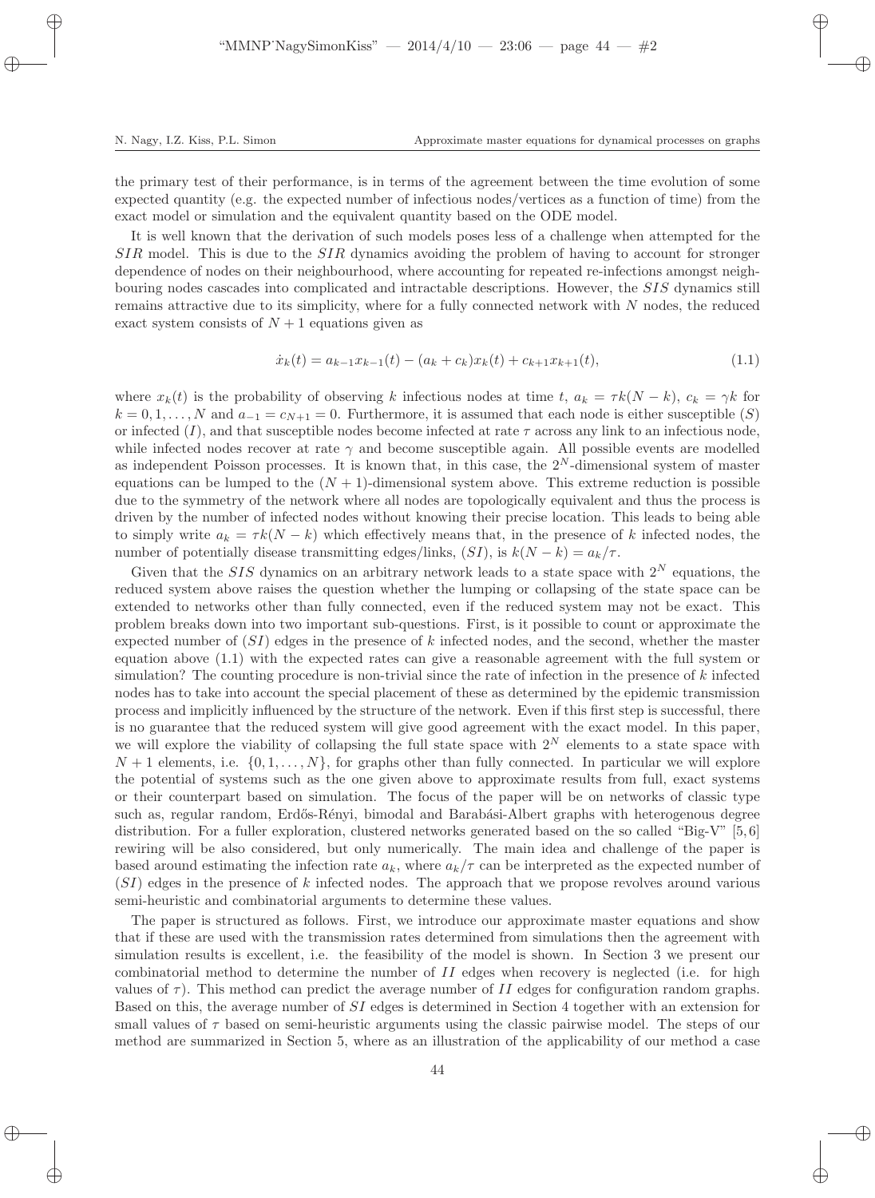the primary test of their performance, is in terms of the agreement between the time evolution of some expected quantity (e.g. the expected number of infectious nodes/vertices as a function of time) from the exact model or simulation and the equivalent quantity based on the ODE model.

It is well known that the derivation of such models poses less of a challenge when attempted for the $SIR$ model. This is due to the $SIR$ dynamics avoiding the problem of having to account for stronger dependence of nodes on their neighbourhood, where accounting for repeated re-infections amongst neighbouring nodes cascades into complicated and intractable descriptions. However, the $SIS$ dynamics still remains attractive due to its simplicity, where for a fully connected network with $N$ nodes, the reduced exact system consists of $N+1$ equations given as

$$\dot{x}_k(t) = a_{k-1}x_{k-1}(t) - (a_k + c_k)x_k(t) + c_{k+1}x_{k+1}(t), \tag{1.1}$$

where $x_k(t)$ is the probability of observing $k$ infectious nodes at time $t$, $a_k = \tau k(N-k)$, $c_k = \gamma k$ for $k = 0, 1, \ldots, N$ and $a_{-1} = c_{N+1} = 0$. Furthermore, it is assumed that each node is either susceptible ($S$) or infected ($I$), and that susceptible nodes become infected at rate $\tau$ across any link to an infectious node, while infected nodes recover at rate $\gamma$ and become susceptible again. All possible events are modelled as independent Poisson processes. It is known that, in this case, the $2^N$-dimensional system of master equations can be lumped to the $(N+1)$-dimensional system above. This extreme reduction is possible due to the symmetry of the network where all nodes are topologically equivalent and thus the process is driven by the number of infected nodes without knowing their precise location. This leads to being able to simply write $a_k = \tau k(N-k)$ which effectively means that, in the presence of $k$ infected nodes, the number of potentially disease transmitting edges/links, $(SI)$, is $k(N-k) = a_k/\tau$.

Given that the $SIS$ dynamics on an arbitrary network leads to a state space with $2^N$ equations, the reduced system above raises the question whether the lumping or collapsing of the state space can be extended to networks other than fully connected, even if the reduced system may not be exact. This problem breaks down into two important sub-questions. First, is it possible to count or approximate the expected number of $(SI)$ edges in the presence of $k$ infected nodes, and the second, whether the master equation above (1.1) with the expected rates can give a reasonable agreement with the full system or simulation? The counting procedure is non-trivial since the rate of infection in the presence of $k$ infected nodes has to take into account the special placement of these as determined by the epidemic transmission process and implicitly influenced by the structure of the network. Even if this first step is successful, there is no guarantee that the reduced system will give good agreement with the exact model. In this paper, we will explore the viability of collapsing the full state space with $2^N$ elements to a state space with $N+1$ elements, i.e. $\{0, 1, \ldots, N\}$, for graphs other than fully connected. In particular we will explore the potential of systems such as the one given above to approximate results from full, exact systems or their counterpart based on simulation. The focus of the paper will be on networks of classic type such as, regular random, Erdős-Rényi, bimodal and Barabási-Albert graphs with heterogenous degree distribution. For a fuller exploration, clustered networks generated based on the so called "Big-V" [5,6] rewiring will be also considered, but only numerically. The main idea and challenge of the paper is based around estimating the infection rate $a_k$, where $a_k/\tau$ can be interpreted as the expected number of $(SI)$ edges in the presence of $k$ infected nodes. The approach that we propose revolves around various semi-heuristic and combinatorial arguments to determine these values.

The paper is structured as follows. First, we introduce our approximate master equations and show that if these are used with the transmission rates determined from simulations then the agreement with simulation results is excellent, i.e. the feasibility of the model is shown. In Section 3 we present our combinatorial method to determine the number of $II$ edges when recovery is neglected (i.e. for high values of $\tau$). This method can predict the average number of $II$ edges for configuration random graphs. Based on this, the average number of $SI$ edges is determined in Section 4 together with an extension for small values of $\tau$ based on semi-heuristic arguments using the classic pairwise model. The steps of our method are summarized in Section 5, where as an illustration of the applicability of our method a case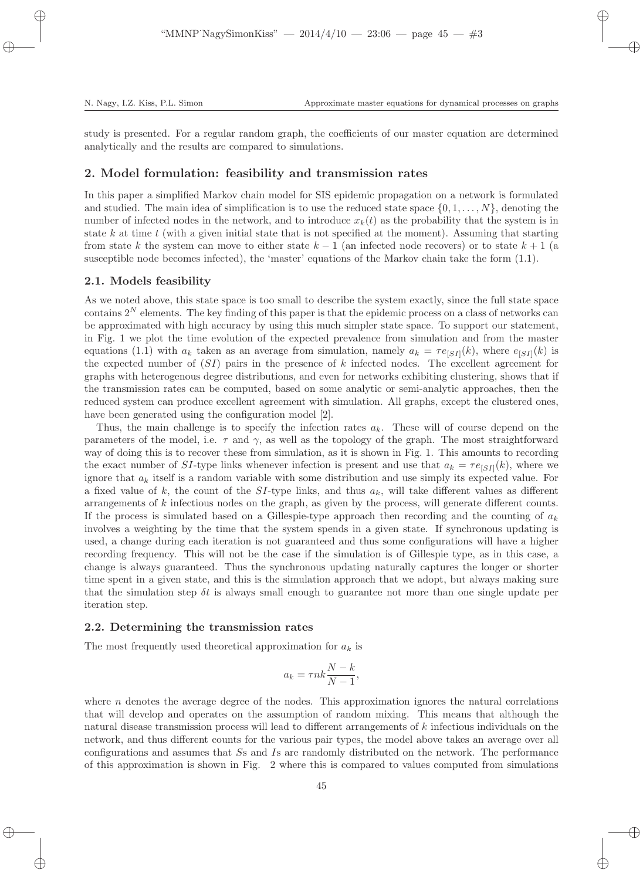study is presented. For a regular random graph, the coefficients of our master equation are determined analytically and the results are compared to simulations.

## 2. Model formulation: feasibility and transmission rates

In this paper a simplified Markov chain model for SIS epidemic propagation on a network is formulated and studied. The main idea of simplification is to use the reduced state space $\{0, 1, \ldots, N\}$, denoting the number of infected nodes in the network, and to introduce $x_k(t)$ as the probability that the system is in state $k$ at time $t$ (with a given initial state that is not specified at the moment). Assuming that starting from state $k$ the system can move to either state $k-1$ (an infected node recovers) or to state $k+1$ (a susceptible node becomes infected), the 'master' equations of the Markov chain take the form (1.1).

### 2.1. Models feasibility

As we noted above, this state space is too small to describe the system exactly, since the full state space contains $2^N$ elements. The key finding of this paper is that the epidemic process on a class of networks can be approximated with high accuracy by using this much simpler state space. To support our statement, in Fig. 1 we plot the time evolution of the expected prevalence from simulation and from the master equations (1.1) with $a_k$ taken as an average from simulation, namely $a_k = \tau e_{[SI]}(k)$, where $e_{[SI]}(k)$ is the expected number of $(SI)$ pairs in the presence of $k$ infected nodes. The excellent agreement for graphs with heterogenous degree distributions, and even for networks exhibiting clustering, shows that if the transmission rates can be computed, based on some analytic or semi-analytic approaches, then the reduced system can produce excellent agreement with simulation. All graphs, except the clustered ones, have been generated using the configuration model [2].

Thus, the main challenge is to specify the infection rates $a_k$. These will of course depend on the parameters of the model, i.e. $\tau$ and $\gamma$, as well as the topology of the graph. The most straightforward way of doing this is to recover these from simulation, as it is shown in Fig. 1. This amounts to recording the exact number of $SI$-type links whenever infection is present and use that $a_k = \tau e_{[SI]}(k)$, where we ignore that $a_k$ itself is a random variable with some distribution and use simply its expected value. For a fixed value of $k$, the count of the $SI$-type links, and thus $a_k$, will take different values as different arrangements of $k$ infectious nodes on the graph, as given by the process, will generate different counts. If the process is simulated based on a Gillespie-type approach then recording and the counting of $a_k$ involves a weighting by the time that the system spends in a given state. If synchronous updating is used, a change during each iteration is not guaranteed and thus some configurations will have a higher recording frequency. This will not be the case if the simulation is of Gillespie type, as in this case, a change is always guaranteed. Thus the synchronous updating naturally captures the longer or shorter time spent in a given state, and this is the simulation approach that we adopt, but always making sure that the simulation step $\delta t$ is always small enough to guarantee not more than one single update per iteration step.

### 2.2. Determining the transmission rates

The most frequently used theoretical approximation for $a_k$ is

$$a_k = \tau n k \frac{N-k}{N-1},$$

where $n$ denotes the average degree of the nodes. This approximation ignores the natural correlations that will develop and operates on the assumption of random mixing. This means that although the natural disease transmission process will lead to different arrangements of $k$ infectious individuals on the network, and thus different counts for the various pair types, the model above takes an average over all configurations and assumes that $S$s and $I$s are randomly distributed on the network. The performance of this approximation is shown in Fig. 2 where this is compared to values computed from simulations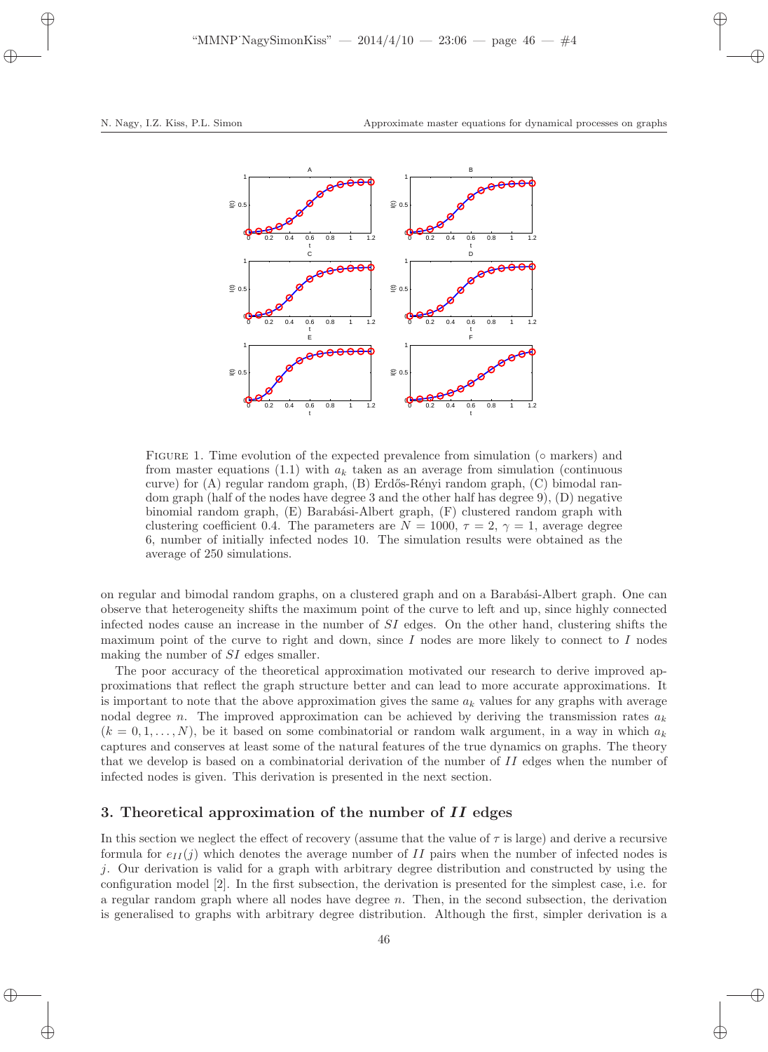FIGURE 1. Time evolution of the expected prevalence from simulation (∘ markers) and from master equations (1.1) with $a_k$ taken as an average from simulation (continuous curve) for (A) regular random graph, (B) Erdős-Rényi random graph, (C) bimodal random graph (half of the nodes have degree 3 and the other half has degree 9), (D) negative binomial random graph, (E) Barabási-Albert graph, (F) clustered random graph with clustering coefficient 0.4. The parameters are $N = 1000$, $\tau = 2$, $\gamma = 1$, average degree 6, number of initially infected nodes 10. The simulation results were obtained as the average of 250 simulations.

on regular and bimodal random graphs, on a clustered graph and on a Barabási-Albert graph. One can observe that heterogeneity shifts the maximum point of the curve to left and up, since highly connected infected nodes cause an increase in the number of $SI$ edges. On the other hand, clustering shifts the maximum point of the curve to right and down, since $I$ nodes are more likely to connect to $I$ nodes making the number of $SI$ edges smaller.

The poor accuracy of the theoretical approximation motivated our research to derive improved approximations that reflect the graph structure better and can lead to more accurate approximations. It is important to note that the above approximation gives the same $a_k$ values for any graphs with average nodal degree $n$. The improved approximation can be achieved by deriving the transmission rates $a_k$ ($k = 0, 1, \ldots, N$), be it based on some combinatorial or random walk argument, in a way in which $a_k$ captures and conserves at least some of the natural features of the true dynamics on graphs. The theory that we develop is based on a combinatorial derivation of the number of $II$ edges when the number of infected nodes is given. This derivation is presented in the next section.

## 3. Theoretical approximation of the number of $II$ edges

In this section we neglect the effect of recovery (assume that the value of $\tau$ is large) and derive a recursive formula for $e_{II}(j)$ which denotes the average number of $II$ pairs when the number of infected nodes is $j$. Our derivation is valid for a graph with arbitrary degree distribution and constructed by using the configuration model [2]. In the first subsection, the derivation is presented for the simplest case, i.e. for a regular random graph where all nodes have degree $n$. Then, in the second subsection, the derivation is generalised to graphs with arbitrary degree distribution. Although the first, simpler derivation is a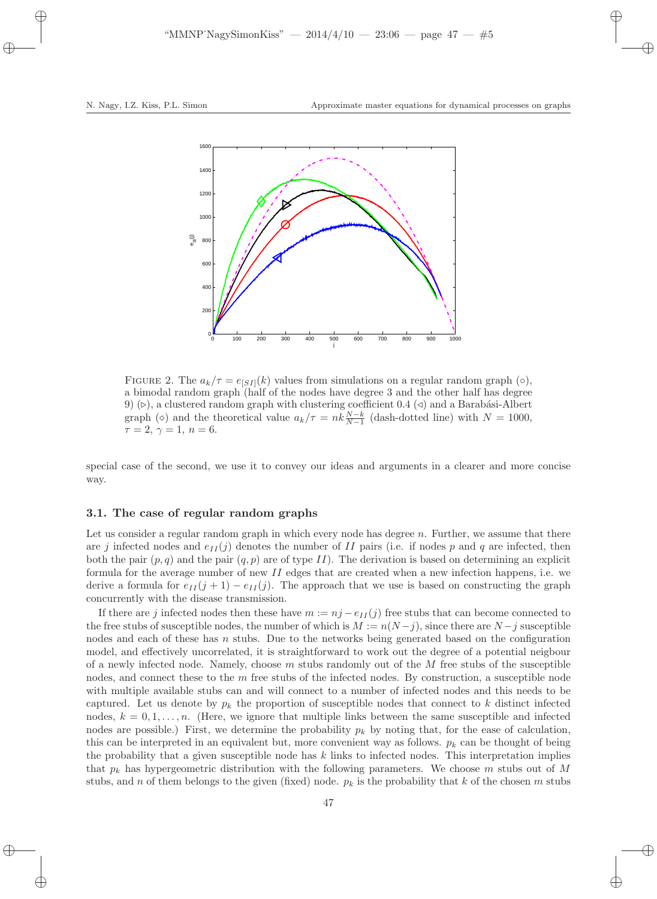FIGURE 2. The $a_k/\tau = e_{[SI]}(k)$ values from simulations on a regular random graph (○), a bimodal random graph (half of the nodes have degree 3 and the other half has degree 9) (▷), a clustered random graph with clustering coefficient 0.4 (◁) and a Barabási-Albert graph (◇) and the theoretical value $a_k/\tau = nk\frac{N-k}{N-1}$ (dash-dotted line) with $N = 1000$, $\tau = 2$, $\gamma = 1$, $n = 6$.

special case of the second, we use it to convey our ideas and arguments in a clearer and more concise way.

### 3.1. The case of regular random graphs

Let us consider a regular random graph in which every node has degree $n$. Further, we assume that there are $j$ infected nodes and $e_{II}(j)$ denotes the number of $II$ pairs (i.e. if nodes $p$ and $q$ are infected, then both the pair $(p, q)$ and the pair $(q, p)$ are of type $II$). The derivation is based on determining an explicit formula for the average number of new $II$ edges that are created when a new infection happens, i.e. we derive a formula for $e_{II}(j + 1) - e_{II}(j)$. The approach that we use is based on constructing the graph concurrently with the disease transmission.

If there are $j$ infected nodes then these have $m := nj - e_{II}(j)$ free stubs that can become connected to the free stubs of susceptible nodes, the number of which is $M := n(N-j)$, since there are $N-j$ susceptible nodes and each of these has $n$ stubs. Due to the networks being generated based on the configuration model, and effectively uncorrelated, it is straightforward to work out the degree of a potential neigbour of a newly infected node. Namely, choose $m$ stubs randomly out of the $M$ free stubs of the susceptible nodes, and connect these to the $m$ free stubs of the infected nodes. By construction, a susceptible node with multiple available stubs can and will connect to a number of infected nodes and this needs to be captured. Let us denote by $p_k$ the proportion of susceptible nodes that connect to $k$ distinct infected nodes, $k = 0, 1, \ldots, n$. (Here, we ignore that multiple links between the same susceptible and infected nodes are possible.) First, we determine the probability $p_k$ by noting that, for the ease of calculation, this can be interpreted in an equivalent but, more convenient way as follows. $p_k$ can be thought of being the probability that a given susceptible node has $k$ links to infected nodes. This interpretation implies that $p_k$ has hypergeometric distribution with the following parameters. We choose $m$ stubs out of $M$ stubs, and $n$ of them belongs to the given (fixed) node. $p_k$ is the probability that $k$ of the chosen $m$ stubs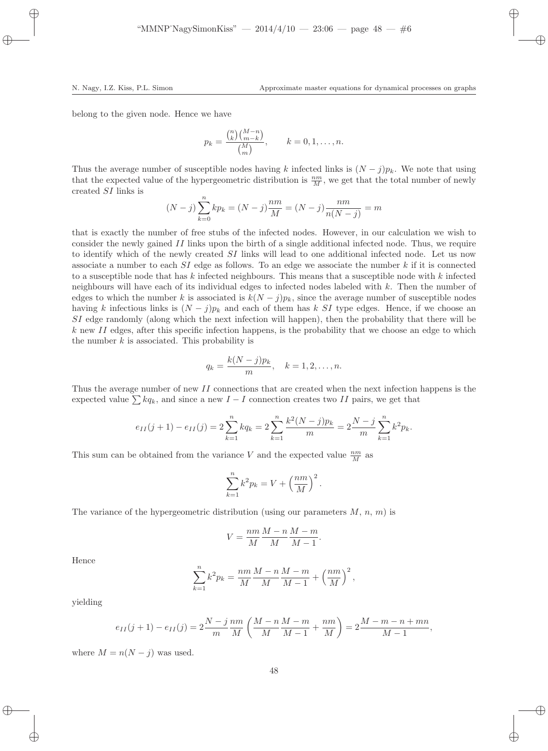belong to the given node. Hence we have

$$p_k = \frac{\binom{n}{k}\binom{M-n}{m-k}}{\binom{M}{m}}, \qquad k = 0, 1, \ldots, n.$$

Thus the average number of susceptible nodes having $k$ infected links is $(N-j)p_k$. We note that using that the expected value of the hypergeometric distribution is $\frac{nm}{M}$, we get that the total number of newly created $SI$ links is

$$(N-j)\sum_{k=0}^{n} kp_k = (N-j)\frac{nm}{M} = (N-j)\frac{nm}{n(N-j)} = m$$

that is exactly the number of free stubs of the infected nodes. However, in our calculation we wish to consider the newly gained $II$ links upon the birth of a single additional infected node. Thus, we require to identify which of the newly created $SI$ links will lead to one additional infected node. Let us now associate a number to each $SI$ edge as follows. To an edge we associate the number $k$ if it is connected to a susceptible node that has $k$ infected neighbours. This means that a susceptible node with $k$ infected neighbours will have each of its individual edges to infected nodes labeled with $k$. Then the number of edges to which the number $k$ is associated is $k(N-j)p_k$, since the average number of susceptible nodes having $k$ infectious links is $(N-j)p_k$ and each of them has $k$ $SI$ type edges. Hence, if we choose an $SI$ edge randomly (along which the next infection will happen), then the probability that there will be $k$ new $II$ edges, after this specific infection happens, is the probability that we choose an edge to which the number $k$ is associated. This probability is

$$q_k = \frac{k(N-j)p_k}{m}, \quad k = 1, 2, \ldots, n.$$

Thus the average number of new $II$ connections that are created when the next infection happens is the expected value $\sum kq_k$, and since a new $I-I$ connection creates two $II$ pairs, we get that

$$e_{II}(j+1) - e_{II}(j) = 2\sum_{k=1}^{n} kq_k = 2\sum_{k=1}^{n}\frac{k^2(N-j)p_k}{m} = 2\frac{N-j}{m}\sum_{k=1}^{n}k^2 p_k.$$

This sum can be obtained from the variance $V$ and the expected value $\frac{nm}{M}$ as

$$\sum_{k=1}^{n} k^2 p_k = V + \left(\frac{nm}{M}\right)^2.$$

The variance of the hypergeometric distribution (using our parameters $M$, $n$, $m$) is

$$V = \frac{nm}{M}\frac{M-n}{M}\frac{M-m}{M-1}.$$

Hence

$$\sum_{k=1}^{n} k^2 p_k = \frac{nm}{M}\frac{M-n}{M}\frac{M-m}{M-1} + \left(\frac{nm}{M}\right)^2,$$

yielding

$$e_{II}(j+1) - e_{II}(j) = 2\frac{N-j}{m}\frac{nm}{M}\left(\frac{M-n}{M}\frac{M-m}{M-1} + \frac{nm}{M}\right) = 2\frac{M-m-n+mn}{M-1},$$

where $M = n(N-j)$ was used.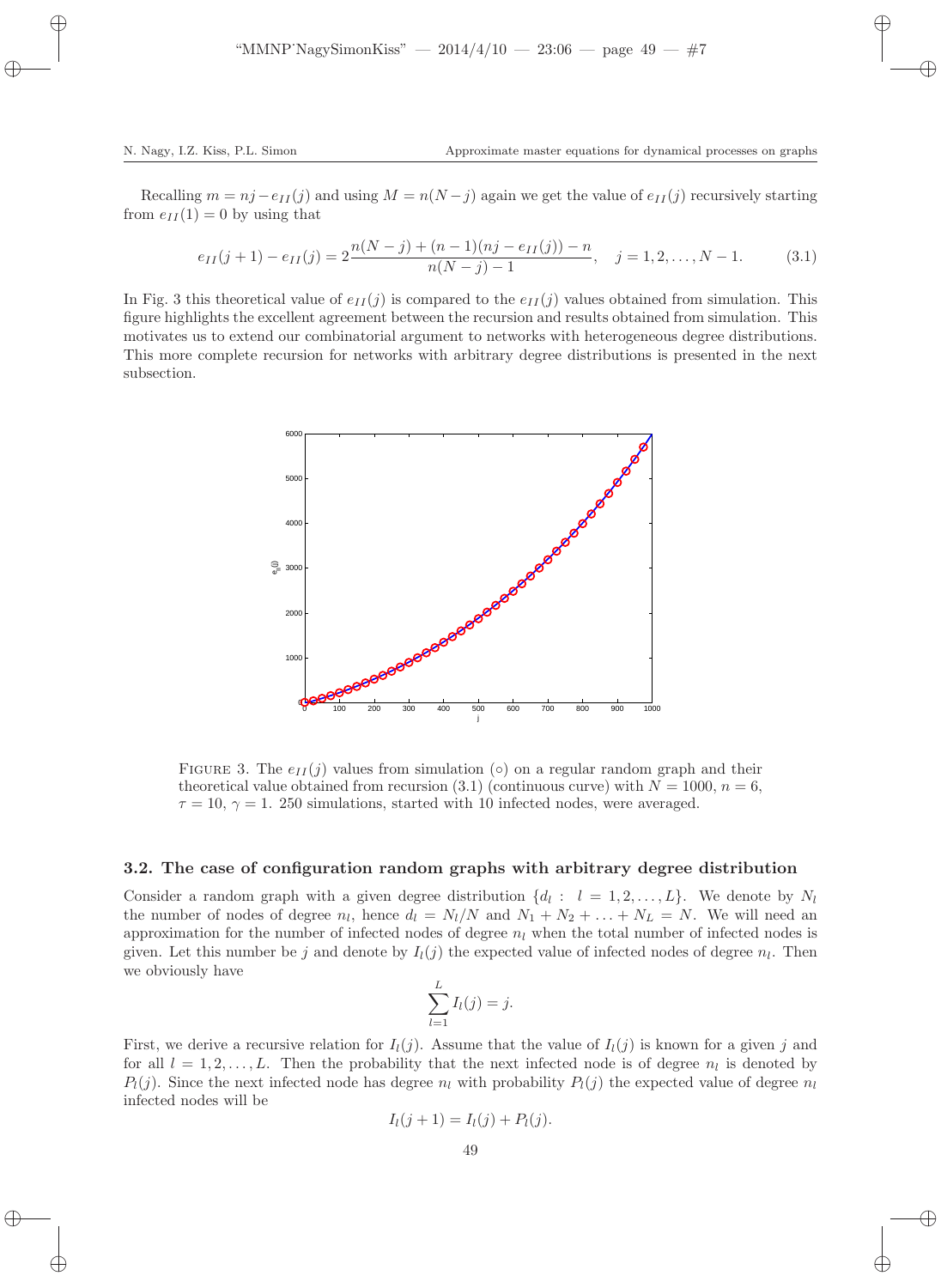Recalling $m = nj - e_{II}(j)$ and using $M = n(N-j)$ again we get the value of $e_{II}(j)$ recursively starting from $e_{II}(1) = 0$ by using that

$$e_{II}(j+1) - e_{II}(j) = 2\frac{n(N-j) + (n-1)(nj - e_{II}(j)) - n}{n(N-j) - 1}, \quad j = 1, 2, \dots, N-1. \tag{3.1}$$

In Fig. 3 this theoretical value of $e_{II}(j)$ is compared to the $e_{II}(j)$ values obtained from simulation. This figure highlights the excellent agreement between the recursion and results obtained from simulation. This motivates us to extend our combinatorial argument to networks with heterogeneous degree distributions. This more complete recursion for networks with arbitrary degree distributions is presented in the next subsection.

FIGURE 3. The $e_{II}(j)$ values from simulation (○) on a regular random graph and their theoretical value obtained from recursion (3.1) (continuous curve) with $N = 1000$, $n = 6$, $\tau = 10$, $\gamma = 1$. 250 simulations, started with 10 infected nodes, were averaged.

### 3.2. The case of configuration random graphs with arbitrary degree distribution

Consider a random graph with a given degree distribution $\{d_l : \ l = 1, 2, \dots, L\}$. We denote by $N_l$ the number of nodes of degree $n_l$, hence $d_l = N_l/N$ and $N_1 + N_2 + \dots + N_L = N$. We will need an approximation for the number of infected nodes of degree $n_l$ when the total number of infected nodes is given. Let this number be $j$ and denote by $I_l(j)$ the expected value of infected nodes of degree $n_l$. Then we obviously have

$$\sum_{l=1}^{L} I_l(j) = j.$$

First, we derive a recursive relation for $I_l(j)$. Assume that the value of $I_l(j)$ is known for a given $j$ and for all $l = 1, 2, \dots, L$. Then the probability that the next infected node is of degree $n_l$ is denoted by $P_l(j)$. Since the next infected node has degree $n_l$ with probability $P_l(j)$ the expected value of degree $n_l$ infected nodes will be

$$I_l(j+1) = I_l(j) + P_l(j).$$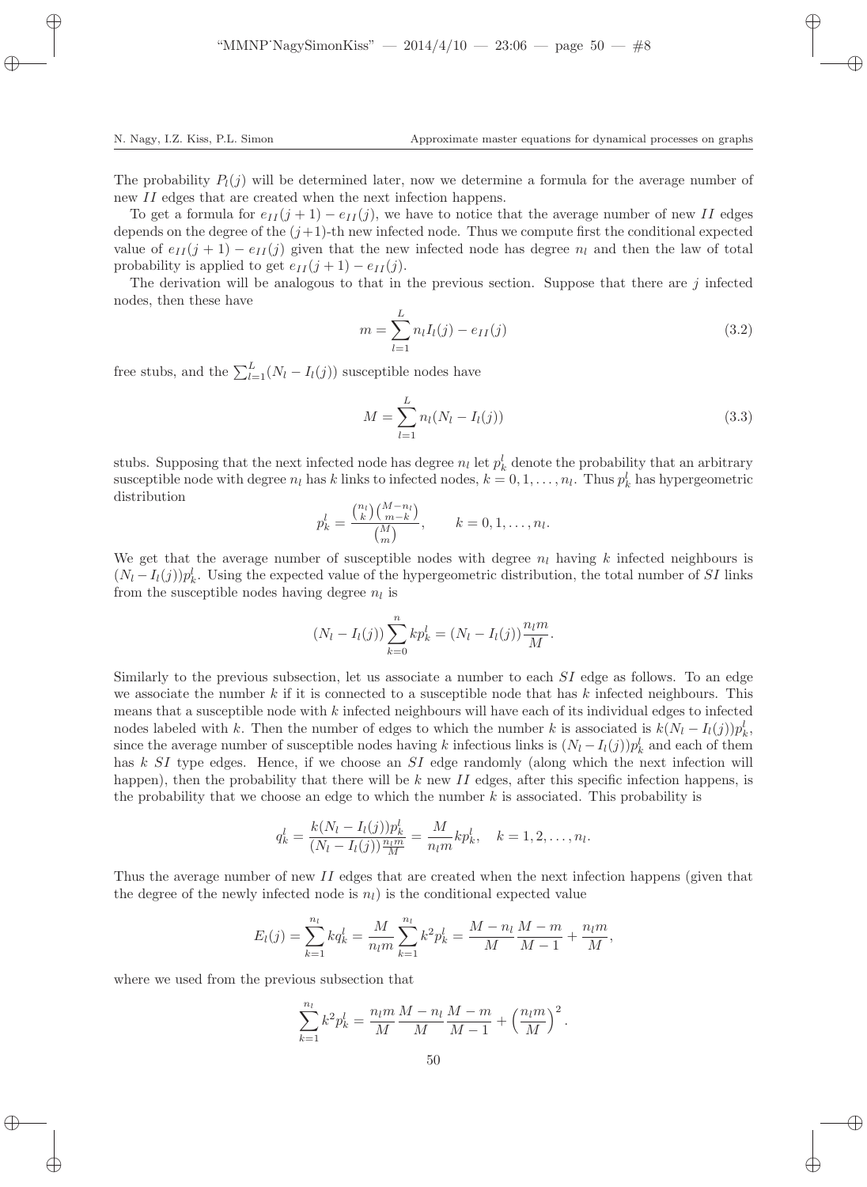The probability $P_l(j)$ will be determined later, now we determine a formula for the average number of new $II$ edges that are created when the next infection happens.

To get a formula for $e_{II}(j+1) - e_{II}(j)$, we have to notice that the average number of new $II$ edges depends on the degree of the $(j+1)$-th new infected node. Thus we compute first the conditional expected value of $e_{II}(j+1) - e_{II}(j)$ given that the new infected node has degree $n_l$ and then the law of total probability is applied to get $e_{II}(j+1) - e_{II}(j)$.

The derivation will be analogous to that in the previous section. Suppose that there are $j$ infected nodes, then these have

$$m = \sum_{l=1}^{L} n_l I_l(j) - e_{II}(j) \tag{3.2}$$

free stubs, and the $\sum_{l=1}^{L}(N_l - I_l(j))$ susceptible nodes have

$$M = \sum_{l=1}^{L} n_l (N_l - I_l(j)) \tag{3.3}$$

stubs. Supposing that the next infected node has degree $n_l$ let $p_k^l$ denote the probability that an arbitrary susceptible node with degree $n_l$ has $k$ links to infected nodes, $k = 0, 1, \ldots, n_l$. Thus $p_k^l$ has hypergeometric distribution

$$p_k^l = \frac{\binom{n_l}{k}\binom{M-n_l}{m-k}}{\binom{M}{m}}, \qquad k = 0, 1, \ldots, n_l.$$

We get that the average number of susceptible nodes with degree $n_l$ having $k$ infected neighbours is $(N_l - I_l(j))p_k^l$. Using the expected value of the hypergeometric distribution, the total number of $SI$ links from the susceptible nodes having degree $n_l$ is

$$(N_l - I_l(j)) \sum_{k=0}^{n} k p_k^l = (N_l - I_l(j)) \frac{n_l m}{M}.$$

Similarly to the previous subsection, let us associate a number to each $SI$ edge as follows. To an edge we associate the number $k$ if it is connected to a susceptible node that has $k$ infected neighbours. This means that a susceptible node with $k$ infected neighbours will have each of its individual edges to infected nodes labeled with $k$. Then the number of edges to which the number $k$ is associated is $k(N_l - I_l(j))p_k^l$, since the average number of susceptible nodes having $k$ infectious links is $(N_l - I_l(j))p_k^l$ and each of them has $k$ $SI$ type edges. Hence, if we choose an $SI$ edge randomly (along which the next infection will happen), then the probability that there will be $k$ new $II$ edges, after this specific infection happens, is the probability that we choose an edge to which the number $k$ is associated. This probability is

$$q_k^l = \frac{k(N_l - I_l(j))p_k^l}{(N_l - I_l(j))\frac{n_l m}{M}} = \frac{M}{n_l m} k p_k^l, \quad k = 1, 2, \ldots, n_l.$$

Thus the average number of new $II$ edges that are created when the next infection happens (given that the degree of the newly infected node is $n_l$) is the conditional expected value

$$E_l(j) = \sum_{k=1}^{n_l} k q_k^l = \frac{M}{n_l m} \sum_{k=1}^{n_l} k^2 p_k^l = \frac{M - n_l}{M} \frac{M - m}{M - 1} + \frac{n_l m}{M},$$

where we used from the previous subsection that

$$\sum_{k=1}^{n_l} k^2 p_k^l = \frac{n_l m}{M} \frac{M - n_l}{M} \frac{M - m}{M - 1} + \left(\frac{n_l m}{M}\right)^2.$$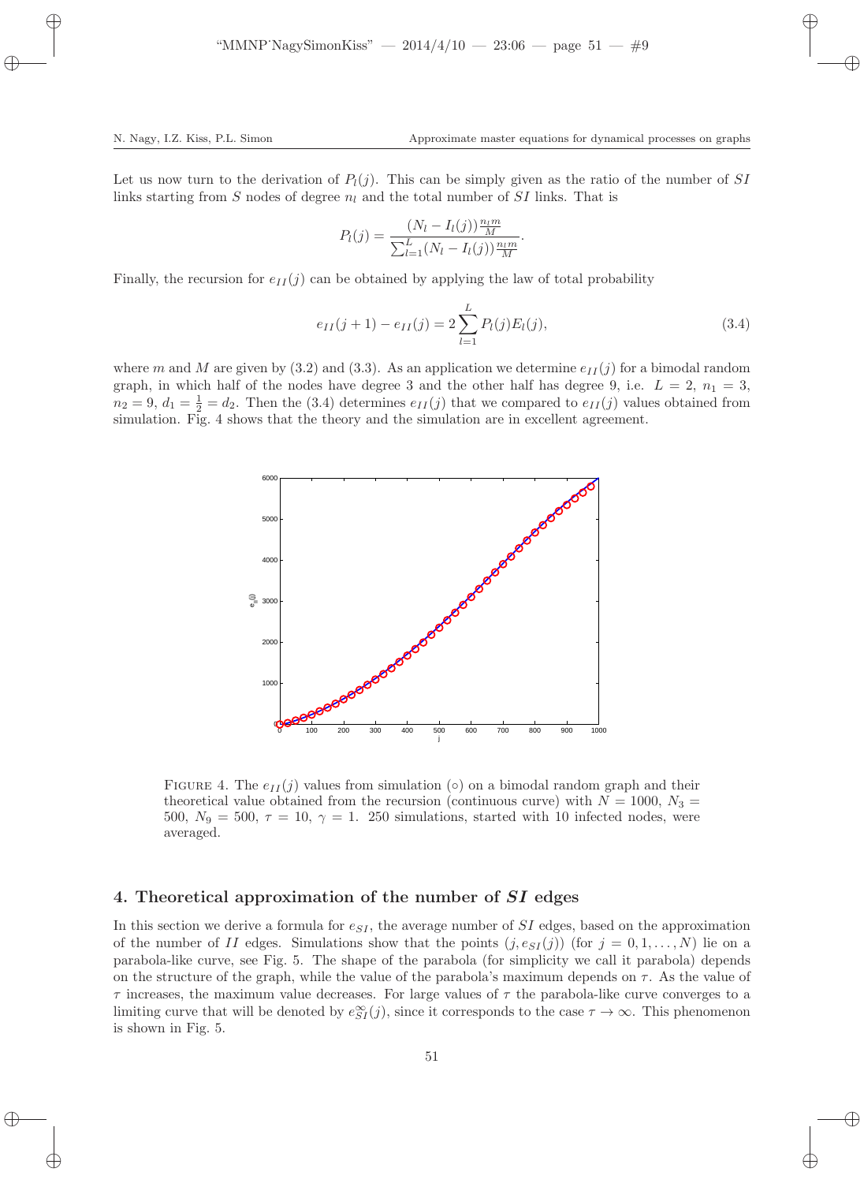Let us now turn to the derivation of $P_l(j)$. This can be simply given as the ratio of the number of $SI$ links starting from $S$ nodes of degree $n_l$ and the total number of $SI$ links. That is

$$P_l(j) = \frac{(N_l - I_l(j))\frac{n_l m}{M}}{\sum_{l=1}^{L}(N_l - I_l(j))\frac{n_l m}{M}}.$$

Finally, the recursion for $e_{II}(j)$ can be obtained by applying the law of total probability

$$e_{II}(j+1) - e_{II}(j) = 2\sum_{l=1}^{L} P_l(j)E_l(j), \tag{3.4}$$

where $m$ and $M$ are given by (3.2) and (3.3). As an application we determine $e_{II}(j)$ for a bimodal random graph, in which half of the nodes have degree 3 and the other half has degree 9, i.e. $L = 2$, $n_1 = 3$, $n_2 = 9$, $d_1 = \frac{1}{2} = d_2$. Then the (3.4) determines $e_{II}(j)$ that we compared to $e_{II}(j)$ values obtained from simulation. Fig. 4 shows that the theory and the simulation are in excellent agreement.

FIGURE 4. The $e_{II}(j)$ values from simulation ($\circ$) on a bimodal random graph and their theoretical value obtained from the recursion (continuous curve) with $N = 1000$, $N_3 = 500$, $N_9 = 500$, $\tau = 10$, $\gamma = 1$. 250 simulations, started with 10 infected nodes, were averaged.

## 4. Theoretical approximation of the number of *SI* edges

In this section we derive a formula for $e_{SI}$, the average number of $SI$ edges, based on the approximation of the number of $II$ edges. Simulations show that the points $(j, e_{SI}(j))$ (for $j = 0, 1, \ldots, N$) lie on a parabola-like curve, see Fig. 5. The shape of the parabola (for simplicity we call it parabola) depends on the structure of the graph, while the value of the parabola's maximum depends on $\tau$. As the value of $\tau$ increases, the maximum value decreases. For large values of $\tau$ the parabola-like curve converges to a limiting curve that will be denoted by $e_{SI}^{\infty}(j)$, since it corresponds to the case $\tau \to \infty$. This phenomenon is shown in Fig. 5.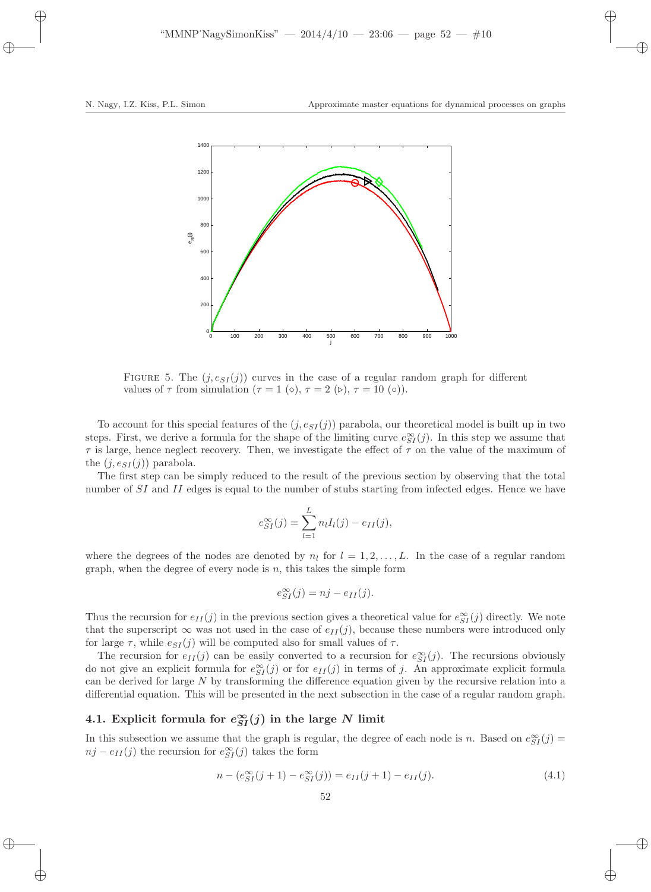FIGURE 5. The $(j, e_{SI}(j))$ curves in the case of a regular random graph for different values of $\tau$ from simulation ($\tau = 1$ ($\diamond$), $\tau = 2$ ($\triangleright$), $\tau = 10$ ($\circ$)).

To account for this special features of the $(j, e_{SI}(j))$ parabola, our theoretical model is built up in two steps. First, we derive a formula for the shape of the limiting curve $e_{SI}^{\infty}(j)$. In this step we assume that $\tau$ is large, hence neglect recovery. Then, we investigate the effect of $\tau$ on the value of the maximum of the $(j, e_{SI}(j))$ parabola.

The first step can be simply reduced to the result of the previous section by observing that the total number of $SI$ and $II$ edges is equal to the number of stubs starting from infected edges. Hence we have

$$e_{SI}^{\infty}(j) = \sum_{l=1}^{L} n_l I_l(j) - e_{II}(j),$$

where the degrees of the nodes are denoted by $n_l$ for $l = 1, 2, \ldots, L$. In the case of a regular random graph, when the degree of every node is $n$, this takes the simple form

$$e_{SI}^{\infty}(j) = nj - e_{II}(j).$$

Thus the recursion for $e_{II}(j)$ in the previous section gives a theoretical value for $e_{SI}^{\infty}(j)$ directly. We note that the superscript $\infty$ was not used in the case of $e_{II}(j)$, because these numbers were introduced only for large $\tau$, while $e_{SI}(j)$ will be computed also for small values of $\tau$.

The recursion for $e_{II}(j)$ can be easily converted to a recursion for $e_{SI}^{\infty}(j)$. The recursions obviously do not give an explicit formula for $e_{SI}^{\infty}(j)$ or for $e_{II}(j)$ in terms of $j$. An approximate explicit formula can be derived for large $N$ by transforming the difference equation given by the recursive relation into a differential equation. This will be presented in the next subsection in the case of a regular random graph.

## 4.1. Explicit formula for $e_{SI}^{\infty}(j)$ in the large $N$ limit

In this subsection we assume that the graph is regular, the degree of each node is $n$. Based on $e_{SI}^{\infty}(j) = nj - e_{II}(j)$ the recursion for $e_{SI}^{\infty}(j)$ takes the form

$$n - (e_{SI}^{\infty}(j+1) - e_{SI}^{\infty}(j)) = e_{II}(j+1) - e_{II}(j). \tag{4.1}$$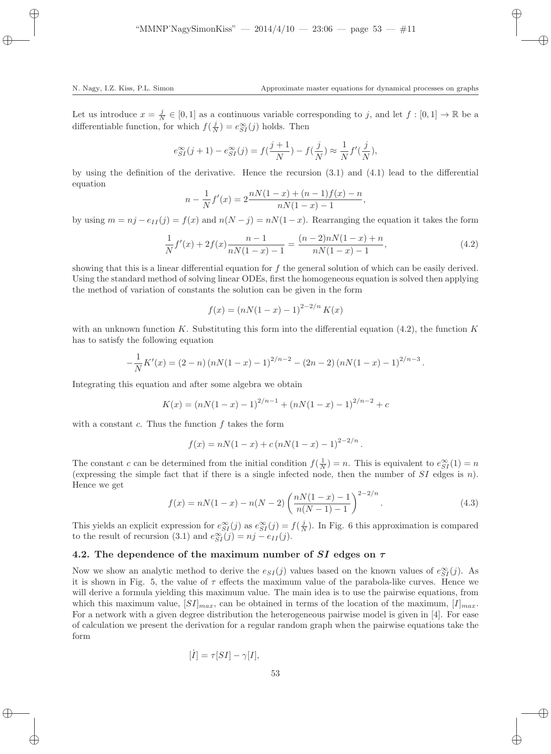Let us introduce $x = \frac{j}{N} \in [0,1]$ as a continuous variable corresponding to $j$, and let $f : [0,1] \to \mathbb{R}$ be a differentiable function, for which $f(\frac{j}{N}) = e_{SI}^{\infty}(j)$ holds. Then

$$e_{SI}^{\infty}(j+1) - e_{SI}^{\infty}(j) = f(\frac{j+1}{N}) - f(\frac{j}{N}) \approx \frac{1}{N} f'(\frac{j}{N}),$$

by using the definition of the derivative. Hence the recursion (3.1) and (4.1) lead to the differential equation

$$n - \frac{1}{N} f'(x) = 2 \frac{nN(1-x) + (n-1)f(x) - n}{nN(1-x) - 1},$$

by using $m = nj - e_{II}(j) = f(x)$ and $n(N-j) = nN(1-x)$. Rearranging the equation it takes the form

$$\frac{1}{N} f'(x) + 2f(x) \frac{n-1}{nN(1-x)-1} = \frac{(n-2)nN(1-x) + n}{nN(1-x)-1}, \tag{4.2}$$

showing that this is a linear differential equation for $f$ the general solution of which can be easily derived. Using the standard method of solving linear ODEs, first the homogeneous equation is solved then applying the method of variation of constants the solution can be given in the form

$$f(x) = (nN(1-x)-1)^{2-2/n} K(x)$$

with an unknown function $K$. Substituting this form into the differential equation (4.2), the function $K$ has to satisfy the following equation

$$-\frac{1}{N} K'(x) = (2-n)(nN(1-x)-1)^{2/n-2} - (2n-2)(nN(1-x)-1)^{2/n-3}.$$

Integrating this equation and after some algebra we obtain

$$K(x) = (nN(1-x)-1)^{2/n-1} + (nN(1-x)-1)^{2/n-2} + c$$

with a constant $c$. Thus the function $f$ takes the form

$$f(x) = nN(1-x) + c\,(nN(1-x)-1)^{2-2/n}.$$

The constant $c$ can be determined from the initial condition $f(\frac{1}{N}) = n$. This is equivalent to $e_{SI}^{\infty}(1) = n$ (expressing the simple fact that if there is a single infected node, then the number of $SI$ edges is $n$). Hence we get

$$f(x) = nN(1-x) - n(N-2)\left(\frac{nN(1-x)-1}{n(N-1)-1}\right)^{2-2/n}. \tag{4.3}$$

This yields an explicit expression for $e_{SI}^{\infty}(j)$ as $e_{SI}^{\infty}(j) = f(\frac{j}{N})$. In Fig. 6 this approximation is compared to the result of recursion (3.1) and $e_{SI}^{\infty}(j) = nj - e_{II}(j)$.

### 4.2. The dependence of the maximum number of $SI$ edges on $\tau$

Now we show an analytic method to derive the $e_{SI}(j)$ values based on the known values of $e_{SI}^{\infty}(j)$. As it is shown in Fig. 5, the value of $\tau$ effects the maximum value of the parabola-like curves. Hence we will derive a formula yielding this maximum value. The main idea is to use the pairwise equations, from which this maximum value, $[SI]_{max}$, can be obtained in terms of the location of the maximum, $[I]_{max}$. For a network with a given degree distribution the heterogeneous pairwise model is given in [4]. For ease of calculation we present the derivation for a regular random graph when the pairwise equations take the form

$$\dot{[I]} = \tau[SI] - \gamma[I],$$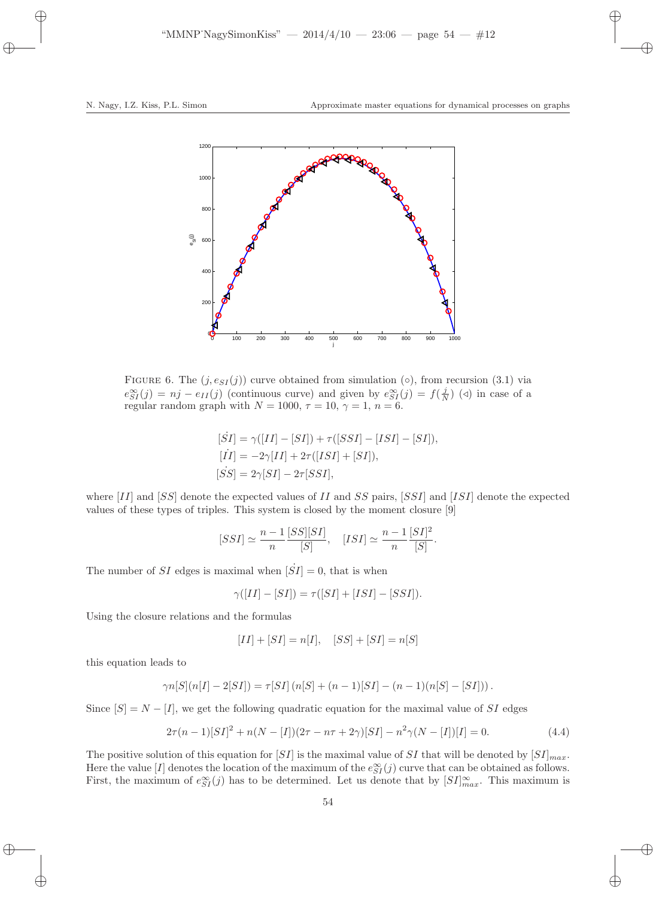FIGURE 6. The $(j, e_{SI}(j))$ curve obtained from simulation ($\circ$), from recursion (3.1) via $e^{\infty}_{SI}(j) = nj - e_{II}(j)$ (continuous curve) and given by $e^{\infty}_{SI}(j) = f(\frac{j}{N})$ ($\triangleleft$) in case of a regular random graph with $N = 1000$, $\tau = 10$, $\gamma = 1$, $n = 6$.

$$
\begin{aligned}
[\dot{SI}] &= \gamma([II] - [SI]) + \tau([SSI] - [ISI] - [SI]), \\
[\dot{II}] &= -2\gamma[II] + 2\tau([ISI] + [SI]), \\
[\dot{SS}] &= 2\gamma[SI] - 2\tau[SSI],
\end{aligned}
$$

where $[II]$ and $[SS]$ denote the expected values of $II$ and $SS$ pairs, $[SSI]$ and $[ISI]$ denote the expected values of these types of triples. This system is closed by the moment closure [9]

$$
[SSI] \simeq \frac{n-1}{n}\frac{[SS][SI]}{[S]}, \quad [ISI] \simeq \frac{n-1}{n}\frac{[SI]^2}{[S]}.
$$

The number of $SI$ edges is maximal when $[\dot{SI}] = 0$, that is when

$$
\gamma([II] - [SI]) = \tau([SI] + [ISI] - [SSI]).
$$

Using the closure relations and the formulas

$$
[II] + [SI] = n[I], \quad [SS] + [SI] = n[S]
$$

this equation leads to

$$
\gamma n[S](n[I] - 2[SI]) = \tau[SI]\left(n[S] + (n-1)[SI] - (n-1)(n[S] - [SI])\right).
$$

Since $[S] = N - [I]$, we get the following quadratic equation for the maximal value of $SI$ edges

$$
2\tau(n-1)[SI]^2 + n(N - [I])(2\tau - n\tau + 2\gamma)[SI] - n^2\gamma(N - [I])[I] = 0. \tag{4.4}
$$

The positive solution of this equation for $[SI]$ is the maximal value of $SI$ that will be denoted by $[SI]_{max}$. Here the value $[I]$ denotes the location of the maximum of the $e^{\infty}_{SI}(j)$ curve that can be obtained as follows. First, the maximum of $e^{\infty}_{SI}(j)$ has to be determined. Let us denote that by $[SI]^{\infty}_{max}$. This maximum is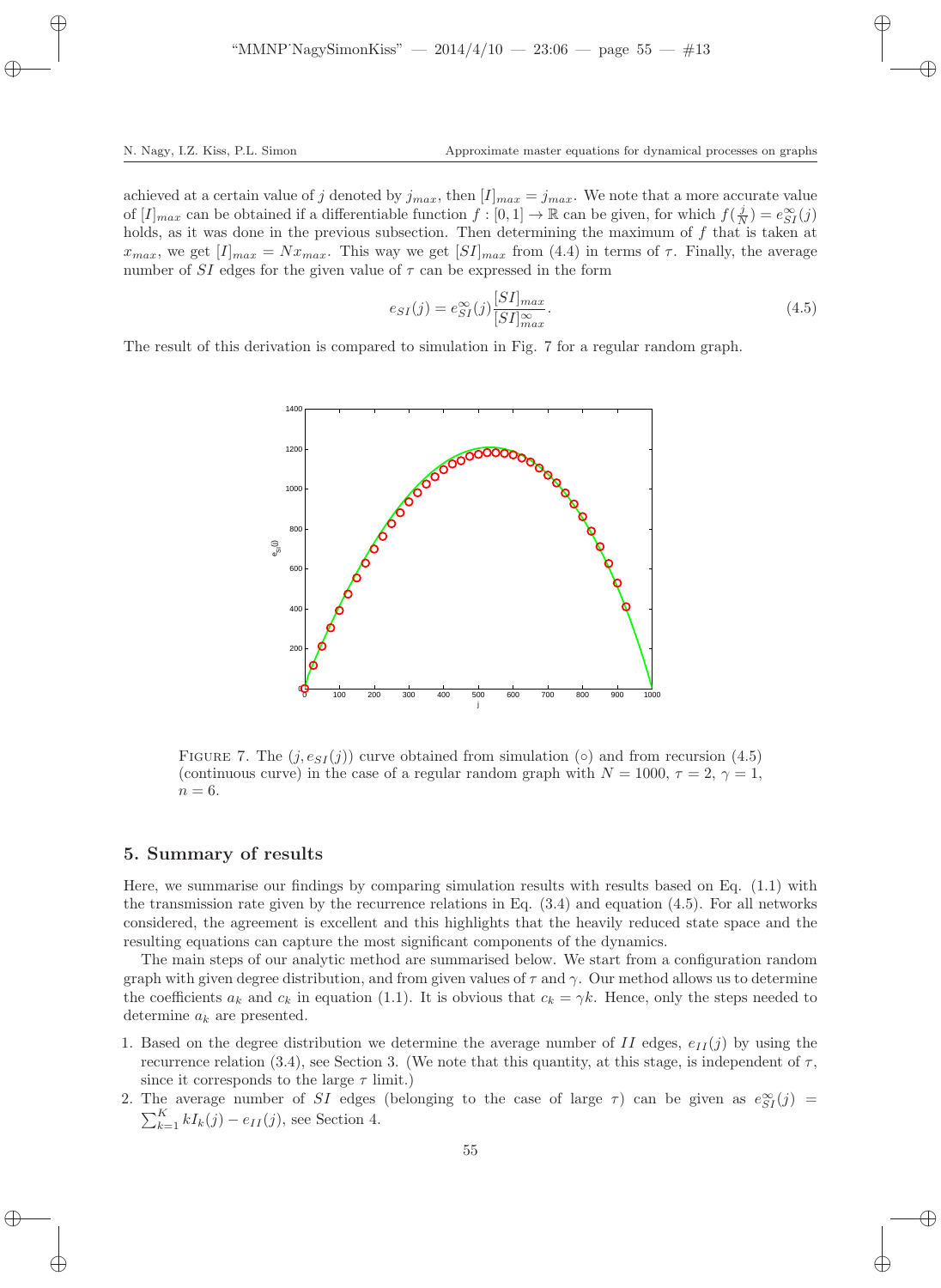achieved at a certain value of $j$ denoted by $j_{max}$, then $[I]_{max} = j_{max}$. We note that a more accurate value of $[I]_{max}$ can be obtained if a differentiable function $f : [0,1] \to \mathbb{R}$ can be given, for which $f(\frac{j}{N}) = e_{SI}^{\infty}(j)$ holds, as it was done in the previous subsection. Then determining the maximum of $f$ that is taken at $x_{max}$, we get $[I]_{max} = N x_{max}$. This way we get $[SI]_{max}$ from (4.4) in terms of $\tau$. Finally, the average number of $SI$ edges for the given value of $\tau$ can be expressed in the form

$$e_{SI}(j) = e_{SI}^{\infty}(j) \frac{[SI]_{max}}{[SI]_{max}^{\infty}}. \tag{4.5}$$

The result of this derivation is compared to simulation in Fig. 7 for a regular random graph.

FIGURE 7. The $(j, e_{SI}(j))$ curve obtained from simulation ($\circ$) and from recursion (4.5) (continuous curve) in the case of a regular random graph with $N = 1000$, $\tau = 2$, $\gamma = 1$, $n = 6$.

## 5. Summary of results

Here, we summarise our findings by comparing simulation results with results based on Eq. (1.1) with the transmission rate given by the recurrence relations in Eq. (3.4) and equation (4.5). For all networks considered, the agreement is excellent and this highlights that the heavily reduced state space and the resulting equations can capture the most significant components of the dynamics.

The main steps of our analytic method are summarised below. We start from a configuration random graph with given degree distribution, and from given values of $\tau$ and $\gamma$. Our method allows us to determine the coefficients $a_k$ and $c_k$ in equation (1.1). It is obvious that $c_k = \gamma k$. Hence, only the steps needed to determine $a_k$ are presented.

1. Based on the degree distribution we determine the average number of $II$ edges, $e_{II}(j)$ by using the recurrence relation (3.4), see Section 3. (We note that this quantity, at this stage, is independent of $\tau$, since it corresponds to the large $\tau$ limit.)
2. The average number of $SI$ edges (belonging to the case of large $\tau$) can be given as $e_{SI}^{\infty}(j) = \sum_{k=1}^{K} k I_k(j) - e_{II}(j)$, see Section 4.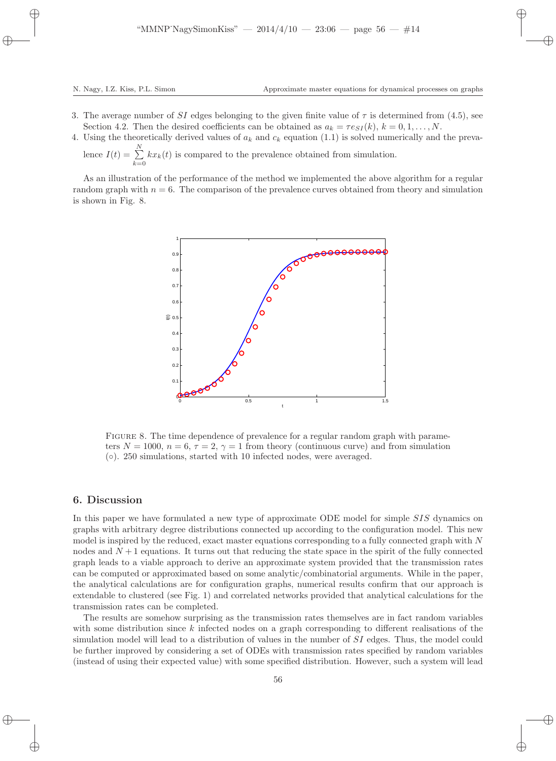3. The average number of $SI$ edges belonging to the given finite value of $\tau$ is determined from (4.5), see Section 4.2. Then the desired coefficients can be obtained as $a_k = \tau e_{SI}(k)$, $k = 0, 1, \ldots, N$.
4. Using the theoretically derived values of $a_k$ and $c_k$ equation (1.1) is solved numerically and the prevalence $I(t) = \sum_{k=0}^{N} k x_k(t)$ is compared to the prevalence obtained from simulation.

As an illustration of the performance of the method we implemented the above algorithm for a regular random graph with $n = 6$. The comparison of the prevalence curves obtained from theory and simulation is shown in Fig. 8.

FIGURE 8. The time dependence of prevalence for a regular random graph with parameters $N = 1000$, $n = 6$, $\tau = 2$, $\gamma = 1$ from theory (continuous curve) and from simulation (○). 250 simulations, started with 10 infected nodes, were averaged.

## 6. Discussion

In this paper we have formulated a new type of approximate ODE model for simple $SIS$ dynamics on graphs with arbitrary degree distributions connected up according to the configuration model. This new model is inspired by the reduced, exact master equations corresponding to a fully connected graph with $N$ nodes and $N + 1$ equations. It turns out that reducing the state space in the spirit of the fully connected graph leads to a viable approach to derive an approximate system provided that the transmission rates can be computed or approximated based on some analytic/combinatorial arguments. While in the paper, the analytical calculations are for configuration graphs, numerical results confirm that our approach is extendable to clustered (see Fig. 1) and correlated networks provided that analytical calculations for the transmission rates can be completed.

The results are somehow surprising as the transmission rates themselves are in fact random variables with some distribution since $k$ infected nodes on a graph corresponding to different realisations of the simulation model will lead to a distribution of values in the number of $SI$ edges. Thus, the model could be further improved by considering a set of ODEs with transmission rates specified by random variables (instead of using their expected value) with some specified distribution. However, such a system will lead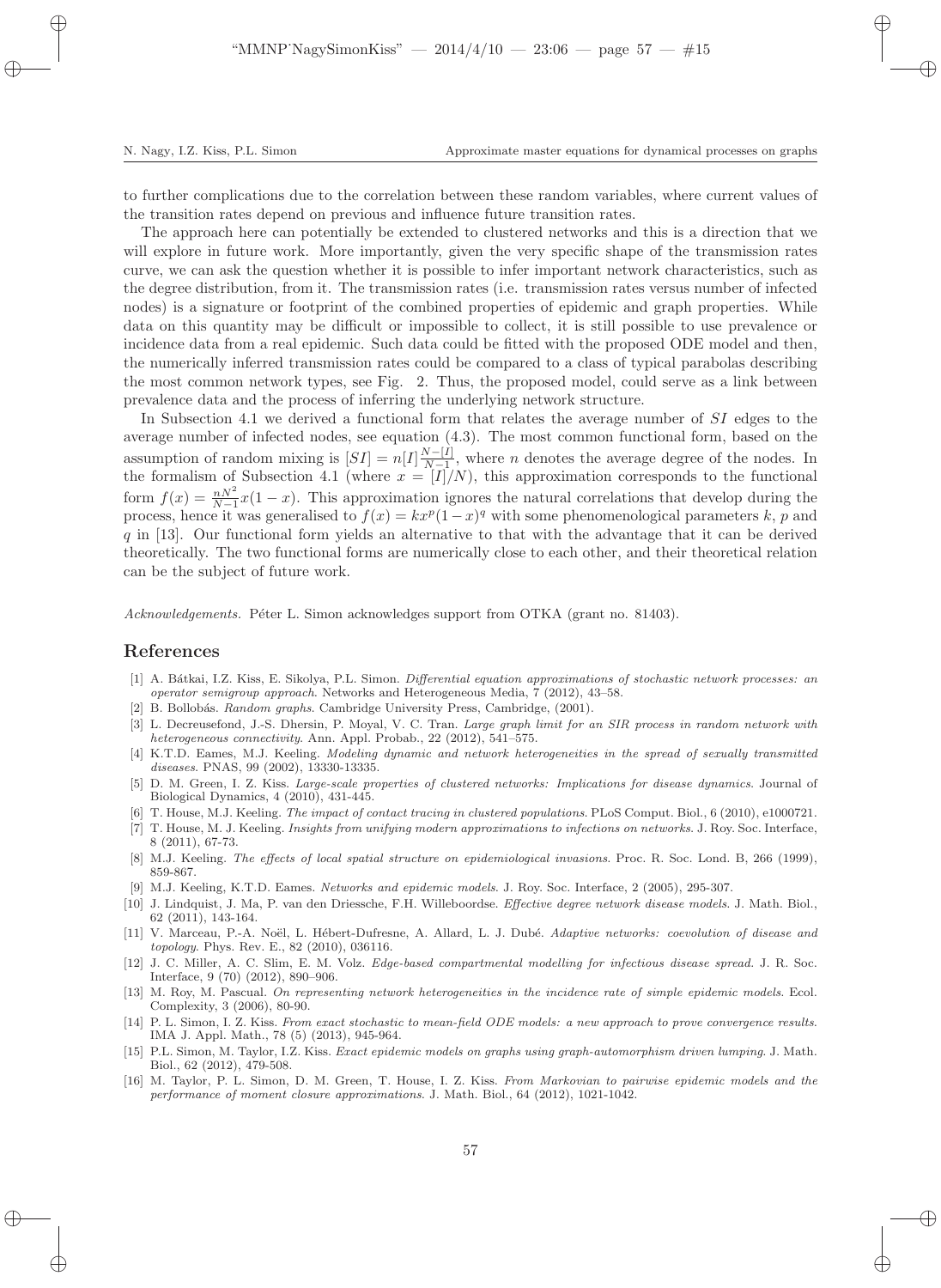to further complications due to the correlation between these random variables, where current values of the transition rates depend on previous and influence future transition rates.

The approach here can potentially be extended to clustered networks and this is a direction that we will explore in future work. More importantly, given the very specific shape of the transmission rates curve, we can ask the question whether it is possible to infer important network characteristics, such as the degree distribution, from it. The transmission rates (i.e. transmission rates versus number of infected nodes) is a signature or footprint of the combined properties of epidemic and graph properties. While data on this quantity may be difficult or impossible to collect, it is still possible to use prevalence or incidence data from a real epidemic. Such data could be fitted with the proposed ODE model and then, the numerically inferred transmission rates could be compared to a class of typical parabolas describing the most common network types, see Fig. 2. Thus, the proposed model, could serve as a link between prevalence data and the process of inferring the underlying network structure.

In Subsection 4.1 we derived a functional form that relates the average number of $SI$ edges to the average number of infected nodes, see equation (4.3). The most common functional form, based on the assumption of random mixing is $[SI] = n[I]\frac{N-[I]}{N-1}$, where $n$ denotes the average degree of the nodes. In the formalism of Subsection 4.1 (where $x = [I]/N$), this approximation corresponds to the functional form $f(x) = \frac{nN^2}{N-1}x(1-x)$. This approximation ignores the natural correlations that develop during the process, hence it was generalised to $f(x) = kx^p(1-x)^q$ with some phenomenological parameters $k$, $p$ and $q$ in [13]. Our functional form yields an alternative to that with the advantage that it can be derived theoretically. The two functional forms are numerically close to each other, and their theoretical relation can be the subject of future work.

*Acknowledgements.* Péter L. Simon acknowledges support from OTKA (grant no. 81403).

## References

[1] A. Bátkai, I.Z. Kiss, E. Sikolya, P.L. Simon. *Differential equation approximations of stochastic network processes: an operator semigroup approach*. Networks and Heterogeneous Media, 7 (2012), 43–58.

[2] B. Bollobás. *Random graphs*. Cambridge University Press, Cambridge, (2001).

[3] L. Decreusefond, J.-S. Dhersin, P. Moyal, V. C. Tran. *Large graph limit for an SIR process in random network with heterogeneous connectivity*. Ann. Appl. Probab., 22 (2012), 541–575.

[4] K.T.D. Eames, M.J. Keeling. *Modeling dynamic and network heterogeneities in the spread of sexually transmitted diseases*. PNAS, 99 (2002), 13330-13335.

[5] D. M. Green, I. Z. Kiss. *Large-scale properties of clustered networks: Implications for disease dynamics*. Journal of Biological Dynamics, 4 (2010), 431-445.

[6] T. House, M.J. Keeling. *The impact of contact tracing in clustered populations*. PLoS Comput. Biol., 6 (2010), e1000721.

[7] T. House, M. J. Keeling. *Insights from unifying modern approximations to infections on networks*. J. Roy. Soc. Interface, 8 (2011), 67-73.

[8] M.J. Keeling. *The effects of local spatial structure on epidemiological invasions*. Proc. R. Soc. Lond. B, 266 (1999), 859-867.

[9] M.J. Keeling, K.T.D. Eames. *Networks and epidemic models*. J. Roy. Soc. Interface, 2 (2005), 295-307.

[10] J. Lindquist, J. Ma, P. van den Driessche, F.H. Willeboordse. *Effective degree network disease models*. J. Math. Biol., 62 (2011), 143-164.

[11] V. Marceau, P.-A. Noël, L. Hébert-Dufresne, A. Allard, L. J. Dubé. *Adaptive networks: coevolution of disease and topology*. Phys. Rev. E., 82 (2010), 036116.

[12] J. C. Miller, A. C. Slim, E. M. Volz. *Edge-based compartmental modelling for infectious disease spread*. J. R. Soc. Interface, 9 (70) (2012), 890–906.

[13] M. Roy, M. Pascual. *On representing network heterogeneities in the incidence rate of simple epidemic models*. Ecol. Complexity, 3 (2006), 80-90.

[14] P. L. Simon, I. Z. Kiss. *From exact stochastic to mean-field ODE models: a new approach to prove convergence results*. IMA J. Appl. Math., 78 (5) (2013), 945-964.

[15] P.L. Simon, M. Taylor, I.Z. Kiss. *Exact epidemic models on graphs using graph-automorphism driven lumping*. J. Math. Biol., 62 (2012), 479-508.

[16] M. Taylor, P. L. Simon, D. M. Green, T. House, I. Z. Kiss. *From Markovian to pairwise epidemic models and the performance of moment closure approximations*. J. Math. Biol., 64 (2012), 1021-1042.